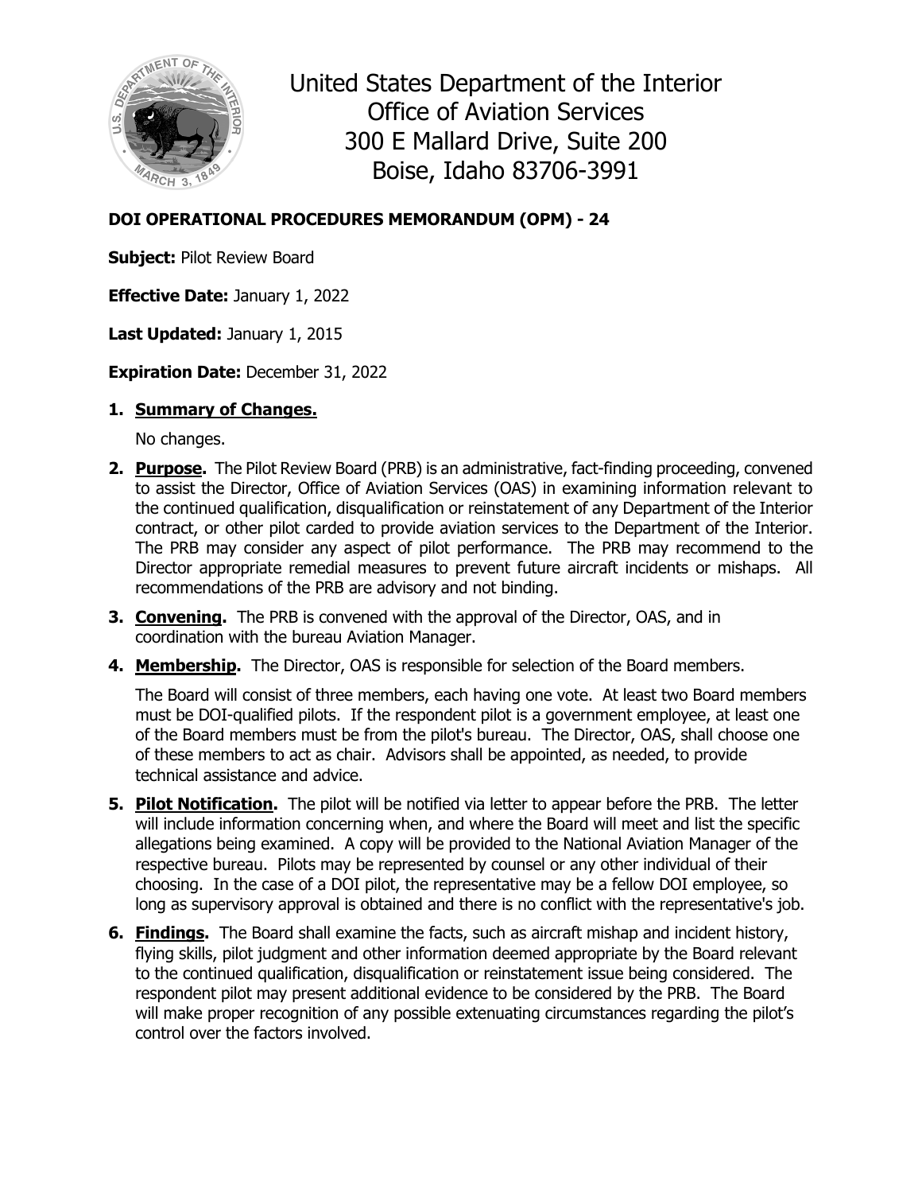# United States Department of the Interior
# Office of Aviation Services
# 300 E Mallard Drive, Suite 200
# Boise, Idaho 83706-3991

**DOI OPERATIONAL PROCEDURES MEMORANDUM (OPM) - 24**

**Subject:** Pilot Review Board

**Effective Date:** January 1, 2022

**Last Updated:** January 1, 2015

**Expiration Date:** December 31, 2022

1. **Summary of Changes.**

   No changes.

2. **Purpose.** The Pilot Review Board (PRB) is an administrative, fact-finding proceeding, convened to assist the Director, Office of Aviation Services (OAS) in examining information relevant to the continued qualification, disqualification or reinstatement of any Department of the Interior contract, or other pilot carded to provide aviation services to the Department of the Interior. The PRB may consider any aspect of pilot performance. The PRB may recommend to the Director appropriate remedial measures to prevent future aircraft incidents or mishaps. All recommendations of the PRB are advisory and not binding.

3. **Convening.** The PRB is convened with the approval of the Director, OAS, and in coordination with the bureau Aviation Manager.

4. **Membership.** The Director, OAS is responsible for selection of the Board members.

   The Board will consist of three members, each having one vote. At least two Board members must be DOI-qualified pilots. If the respondent pilot is a government employee, at least one of the Board members must be from the pilot's bureau. The Director, OAS, shall choose one of these members to act as chair. Advisors shall be appointed, as needed, to provide technical assistance and advice.

5. **Pilot Notification.** The pilot will be notified via letter to appear before the PRB. The letter will include information concerning when, and where the Board will meet and list the specific allegations being examined. A copy will be provided to the National Aviation Manager of the respective bureau. Pilots may be represented by counsel or any other individual of their choosing. In the case of a DOI pilot, the representative may be a fellow DOI employee, so long as supervisory approval is obtained and there is no conflict with the representative's job.

6. **Findings.** The Board shall examine the facts, such as aircraft mishap and incident history, flying skills, pilot judgment and other information deemed appropriate by the Board relevant to the continued qualification, disqualification or reinstatement issue being considered. The respondent pilot may present additional evidence to be considered by the PRB. The Board will make proper recognition of any possible extenuating circumstances regarding the pilot's control over the factors involved.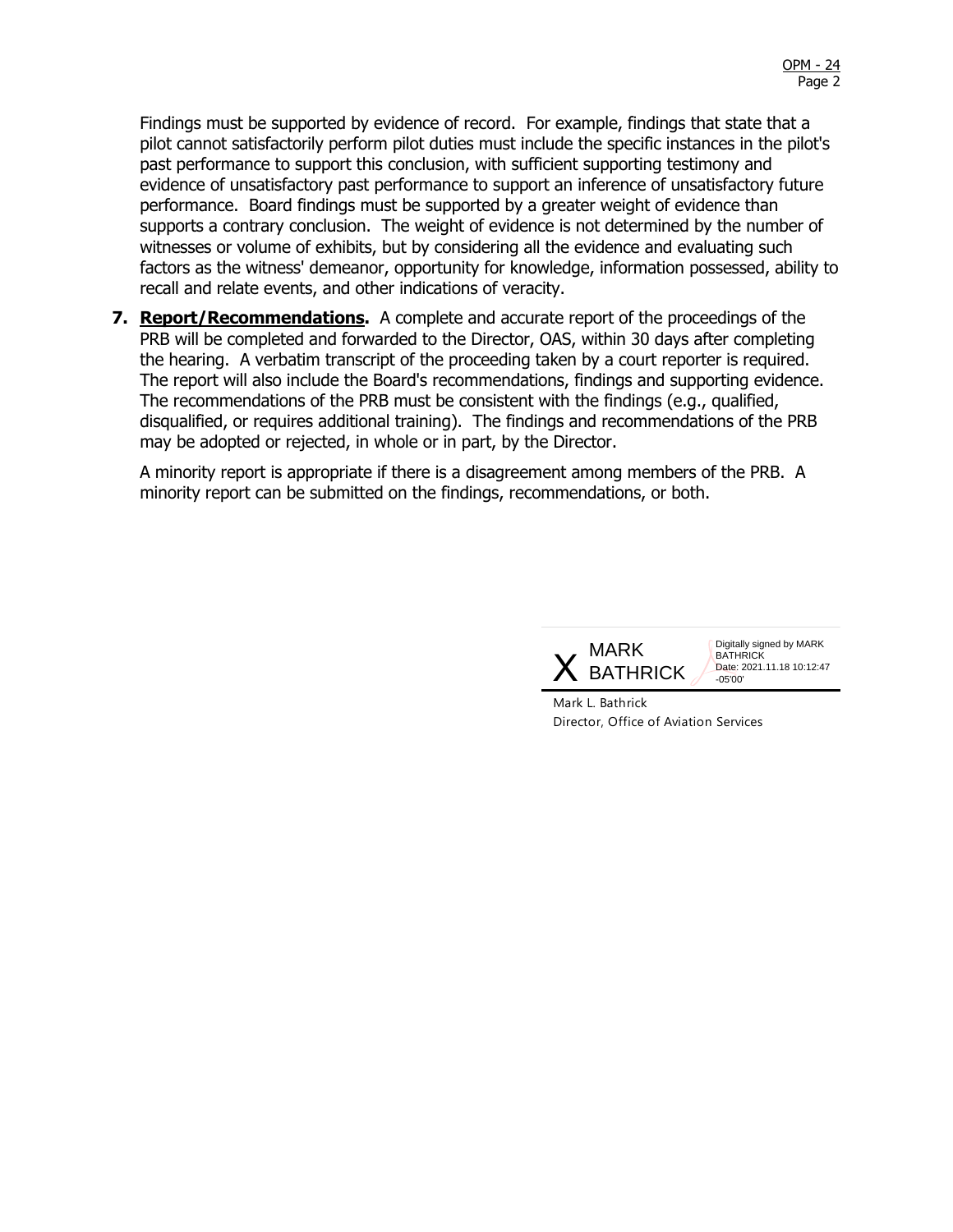Findings must be supported by evidence of record. For example, findings that state that a pilot cannot satisfactorily perform pilot duties must include the specific instances in the pilot's past performance to support this conclusion, with sufficient supporting testimony and evidence of unsatisfactory past performance to support an inference of unsatisfactory future performance. Board findings must be supported by a greater weight of evidence than supports a contrary conclusion. The weight of evidence is not determined by the number of witnesses or volume of exhibits, but by considering all the evidence and evaluating such factors as the witness' demeanor, opportunity for knowledge, information possessed, ability to recall and relate events, and other indications of veracity.

**7. Report/Recommendations.** A complete and accurate report of the proceedings of the PRB will be completed and forwarded to the Director, OAS, within 30 days after completing the hearing. A verbatim transcript of the proceeding taken by a court reporter is required. The report will also include the Board's recommendations, findings and supporting evidence. The recommendations of the PRB must be consistent with the findings (e.g., qualified, disqualified, or requires additional training). The findings and recommendations of the PRB may be adopted or rejected, in whole or in part, by the Director.

A minority report is appropriate if there is a disagreement among members of the PRB. A minority report can be submitted on the findings, recommendations, or both.

X MARK BATHRICK

Digitally signed by MARK BATHRICK
Date: 2021.11.18 10:12:47 -05'00'

Mark L. Bathrick
Director, Office of Aviation Services